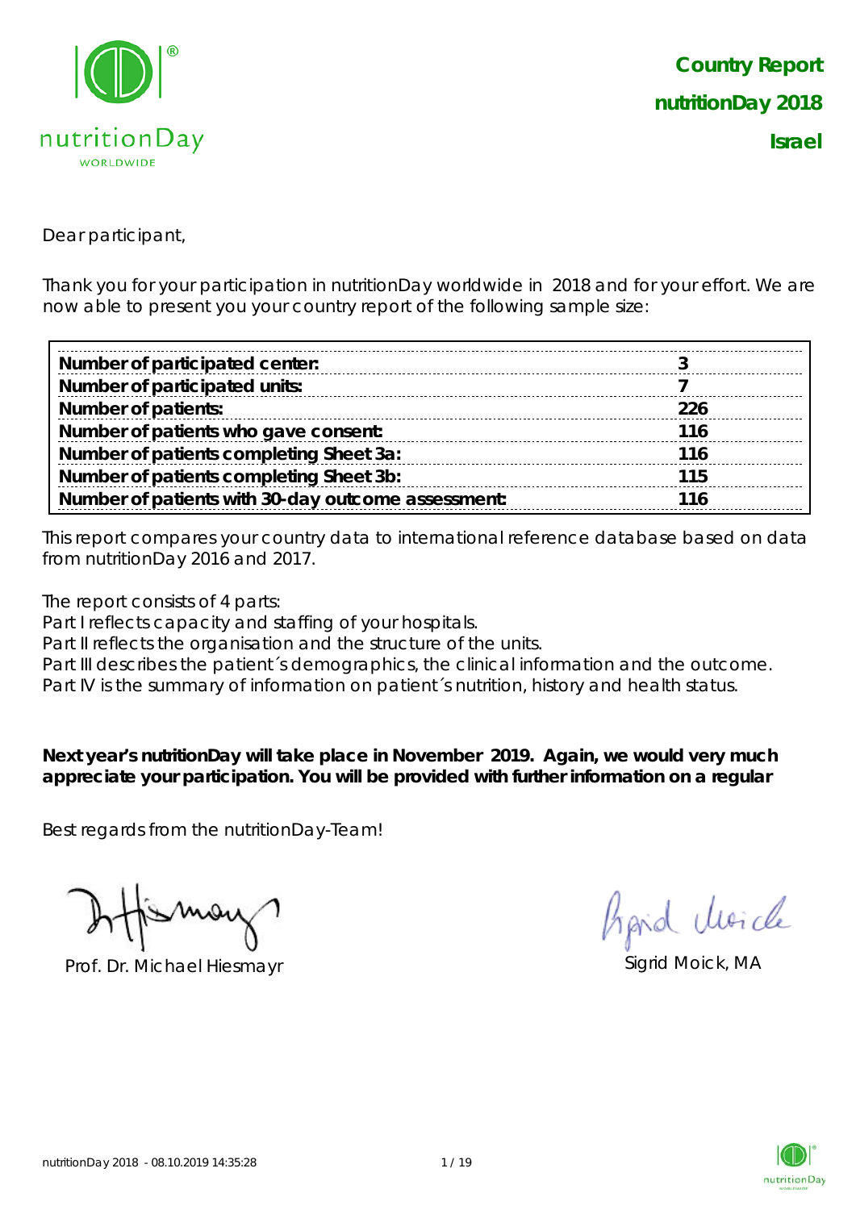# Country Report nutritionDay 2018 Israel

Dear participant,

Thank you for your participation in nutritionDay worldwide in 2018 and for your effort. We are now able to present you your country report of the following sample size:

| | |
|---|---|
| **Number of participated center:** | **3** |
| **Number of participated units:** | **7** |
| **Number of patients:** | **226** |
| **Number of patients who gave consent:** | **116** |
| **Number of patients completing Sheet 3a:** | **116** |
| **Number of patients completing Sheet 3b:** | **115** |
| **Number of patients with 30-day outcome assessment:** | **116** |

This report compares your country data to international reference database based on data from nutritionDay 2016 and 2017.

The report consists of 4 parts:
Part I reflects capacity and staffing of your hospitals.
Part II reflects the organisation and the structure of the units.
Part III describes the patient´s demographics, the clinical information and the outcome.
Part IV is the summary of information on patient´s nutrition, history and health status.

**Next year's nutritionDay will take place in November 2019. Again, we would very much appreciate your participation. You will be provided with further information on a regular**

Best regards from the nutritionDay-Team!

Prof. Dr. Michael Hiesmayr

Sigrid Moick, MA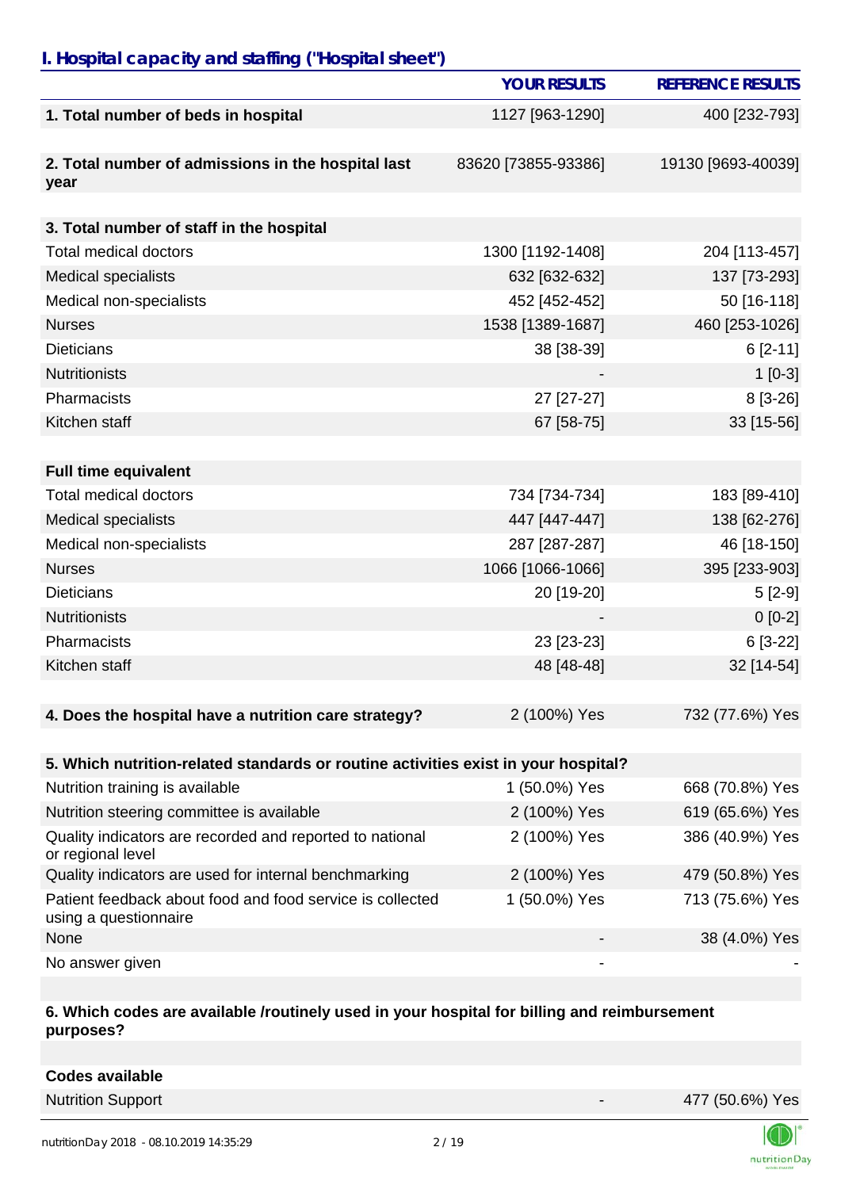## I. Hospital capacity and staffing ("Hospital sheet")

| | YOUR RESULTS | REFERENCE RESULTS |
|---|---|---|
| **1. Total number of beds in hospital** | 1127 [963-1290] | 400 [232-793] |
| **2. Total number of admissions in the hospital last year** | 83620 [73855-93386] | 19130 [9693-40039] |
| **3. Total number of staff in the hospital** | | |
| Total medical doctors | 1300 [1192-1408] | 204 [113-457] |
| Medical specialists | 632 [632-632] | 137 [73-293] |
| Medical non-specialists | 452 [452-452] | 50 [16-118] |
| Nurses | 1538 [1389-1687] | 460 [253-1026] |
| Dieticians | 38 [38-39] | 6 [2-11] |
| Nutritionists | - | 1 [0-3] |
| Pharmacists | 27 [27-27] | 8 [3-26] |
| Kitchen staff | 67 [58-75] | 33 [15-56] |
| **Full time equivalent** | | |
| Total medical doctors | 734 [734-734] | 183 [89-410] |
| Medical specialists | 447 [447-447] | 138 [62-276] |
| Medical non-specialists | 287 [287-287] | 46 [18-150] |
| Nurses | 1066 [1066-1066] | 395 [233-903] |
| Dieticians | 20 [19-20] | 5 [2-9] |
| Nutritionists | - | 0 [0-2] |
| Pharmacists | 23 [23-23] | 6 [3-22] |
| Kitchen staff | 48 [48-48] | 32 [14-54] |
| **4. Does the hospital have a nutrition care strategy?** | 2 (100%) Yes | 732 (77.6%) Yes |
| **5. Which nutrition-related standards or routine activities exist in your hospital?** | | |
| Nutrition training is available | 1 (50.0%) Yes | 668 (70.8%) Yes |
| Nutrition steering committee is available | 2 (100%) Yes | 619 (65.6%) Yes |
| Quality indicators are recorded and reported to national or regional level | 2 (100%) Yes | 386 (40.9%) Yes |
| Quality indicators are used for internal benchmarking | 2 (100%) Yes | 479 (50.8%) Yes |
| Patient feedback about food and food service is collected using a questionnaire | 1 (50.0%) Yes | 713 (75.6%) Yes |
| None | - | 38 (4.0%) Yes |
| No answer given | - | - |
| **6. Which codes are available /routinely used in your hospital for billing and reimbursement purposes?** | | |
| **Codes available** | | |
| Nutrition Support | - | 477 (50.6%) Yes |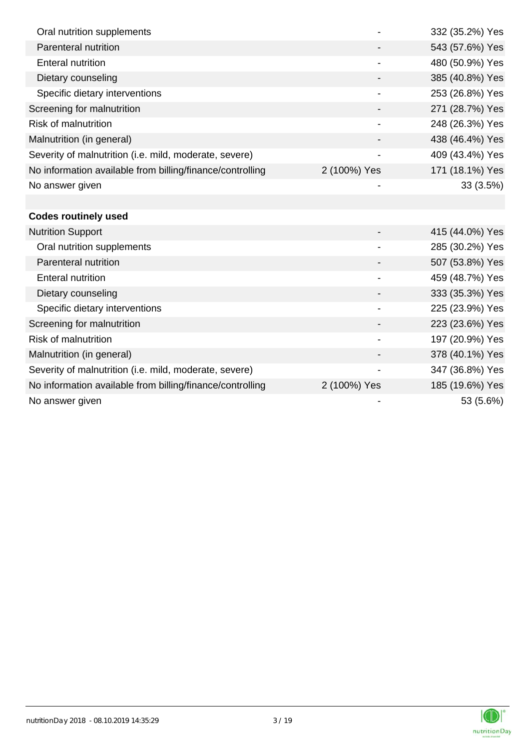| | | |
|---|---|---|
| Oral nutrition supplements | - | 332 (35.2%) Yes |
| Parenteral nutrition | - | 543 (57.6%) Yes |
| Enteral nutrition | - | 480 (50.9%) Yes |
| Dietary counseling | - | 385 (40.8%) Yes |
| Specific dietary interventions | - | 253 (26.8%) Yes |
| Screening for malnutrition | - | 271 (28.7%) Yes |
| Risk of malnutrition | - | 248 (26.3%) Yes |
| Malnutrition (in general) | - | 438 (46.4%) Yes |
| Severity of malnutrition (i.e. mild, moderate, severe) | - | 409 (43.4%) Yes |
| No information available from billing/finance/controlling | 2 (100%) Yes | 171 (18.1%) Yes |
| No answer given | - | 33 (3.5%) |
| | | |
| **Codes routinely used** | | |
| Nutrition Support | - | 415 (44.0%) Yes |
| Oral nutrition supplements | - | 285 (30.2%) Yes |
| Parenteral nutrition | - | 507 (53.8%) Yes |
| Enteral nutrition | - | 459 (48.7%) Yes |
| Dietary counseling | - | 333 (35.3%) Yes |
| Specific dietary interventions | - | 225 (23.9%) Yes |
| Screening for malnutrition | - | 223 (23.6%) Yes |
| Risk of malnutrition | - | 197 (20.9%) Yes |
| Malnutrition (in general) | - | 378 (40.1%) Yes |
| Severity of malnutrition (i.e. mild, moderate, severe) | - | 347 (36.8%) Yes |
| No information available from billing/finance/controlling | 2 (100%) Yes | 185 (19.6%) Yes |
| No answer given | - | 53 (5.6%) |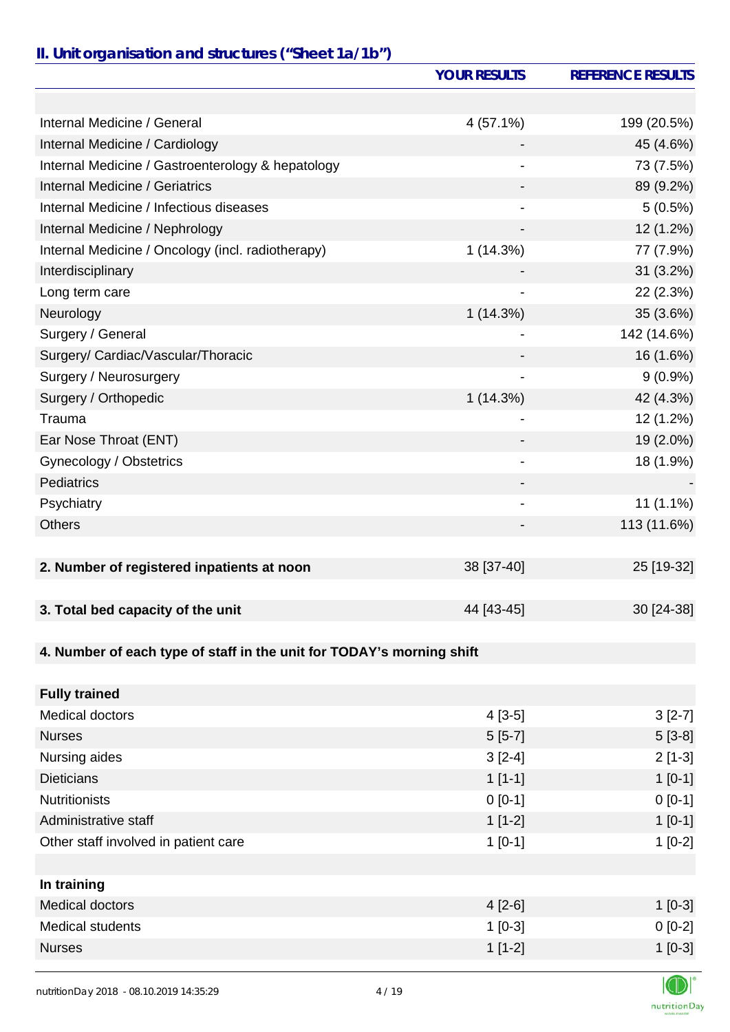## II. Unit organisation and structures ("Sheet 1a/1b")

| | YOUR RESULTS | REFERENCE RESULTS |
|---|---|---|
| | | |
| Internal Medicine / General | 4 (57.1%) | 199 (20.5%) |
| Internal Medicine / Cardiology | - | 45 (4.6%) |
| Internal Medicine / Gastroenterology & hepatology | - | 73 (7.5%) |
| Internal Medicine / Geriatrics | - | 89 (9.2%) |
| Internal Medicine / Infectious diseases | - | 5 (0.5%) |
| Internal Medicine / Nephrology | - | 12 (1.2%) |
| Internal Medicine / Oncology (incl. radiotherapy) | 1 (14.3%) | 77 (7.9%) |
| Interdisciplinary | - | 31 (3.2%) |
| Long term care | - | 22 (2.3%) |
| Neurology | 1 (14.3%) | 35 (3.6%) |
| Surgery / General | - | 142 (14.6%) |
| Surgery/ Cardiac/Vascular/Thoracic | - | 16 (1.6%) |
| Surgery / Neurosurgery | - | 9 (0.9%) |
| Surgery / Orthopedic | 1 (14.3%) | 42 (4.3%) |
| Trauma | - | 12 (1.2%) |
| Ear Nose Throat (ENT) | - | 19 (2.0%) |
| Gynecology / Obstetrics | - | 18 (1.9%) |
| Pediatrics | - | - |
| Psychiatry | - | 11 (1.1%) |
| Others | - | 113 (11.6%) |
| | | |
| **2. Number of registered inpatients at noon** | 38 [37-40] | 25 [19-32] |
| | | |
| **3. Total bed capacity of the unit** | 44 [43-45] | 30 [24-38] |
| | | |
| **4. Number of each type of staff in the unit for TODAY's morning shift** | | |
| | | |
| **Fully trained** | | |
| Medical doctors | 4 [3-5] | 3 [2-7] |
| Nurses | 5 [5-7] | 5 [3-8] |
| Nursing aides | 3 [2-4] | 2 [1-3] |
| Dieticians | 1 [1-1] | 1 [0-1] |
| Nutritionists | 0 [0-1] | 0 [0-1] |
| Administrative staff | 1 [1-2] | 1 [0-1] |
| Other staff involved in patient care | 1 [0-1] | 1 [0-2] |
| | | |
| **In training** | | |
| Medical doctors | 4 [2-6] | 1 [0-3] |
| Medical students | 1 [0-3] | 0 [0-2] |
| Nurses | 1 [1-2] | 1 [0-3] |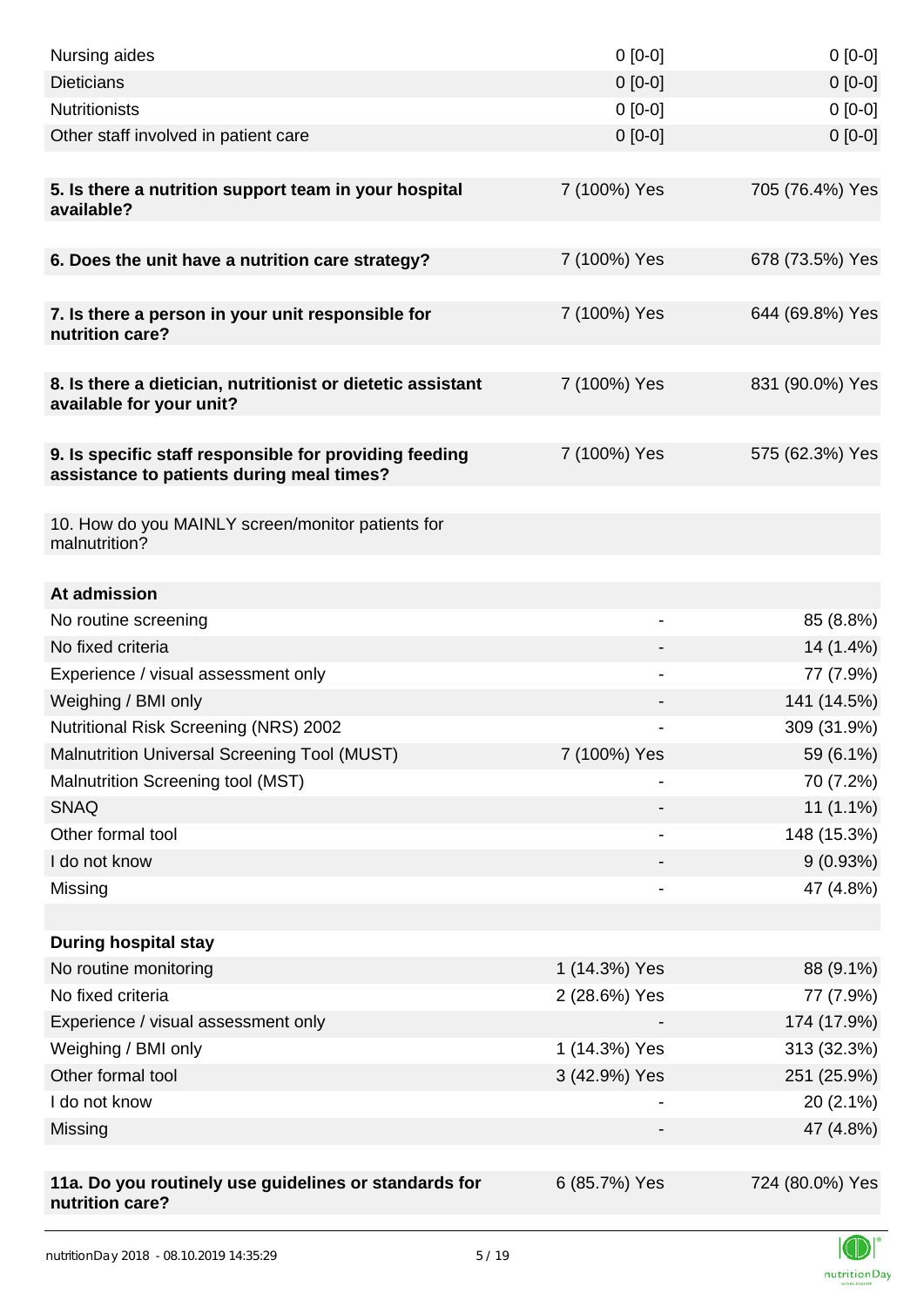| | | |
|---|---|---|
| Nursing aides | 0 [0-0] | 0 [0-0] |
| Dieticians | 0 [0-0] | 0 [0-0] |
| Nutritionists | 0 [0-0] | 0 [0-0] |
| Other staff involved in patient care | 0 [0-0] | 0 [0-0] |
| | | |
| **5. Is there a nutrition support team in your hospital available?** | 7 (100%) Yes | 705 (76.4%) Yes |
| | | |
| **6. Does the unit have a nutrition care strategy?** | 7 (100%) Yes | 678 (73.5%) Yes |
| | | |
| **7. Is there a person in your unit responsible for nutrition care?** | 7 (100%) Yes | 644 (69.8%) Yes |
| | | |
| **8. Is there a dietician, nutritionist or dietetic assistant available for your unit?** | 7 (100%) Yes | 831 (90.0%) Yes |
| | | |
| **9. Is specific staff responsible for providing feeding assistance to patients during meal times?** | 7 (100%) Yes | 575 (62.3%) Yes |
| | | |
| 10. How do you MAINLY screen/monitor patients for malnutrition? | | |
| | | |
| **At admission** | | |
| No routine screening | - | 85 (8.8%) |
| No fixed criteria | - | 14 (1.4%) |
| Experience / visual assessment only | - | 77 (7.9%) |
| Weighing / BMI only | - | 141 (14.5%) |
| Nutritional Risk Screening (NRS) 2002 | - | 309 (31.9%) |
| Malnutrition Universal Screening Tool (MUST) | 7 (100%) Yes | 59 (6.1%) |
| Malnutrition Screening tool (MST) | - | 70 (7.2%) |
| SNAQ | - | 11 (1.1%) |
| Other formal tool | - | 148 (15.3%) |
| I do not know | - | 9 (0.93%) |
| Missing | - | 47 (4.8%) |
| | | |
| **During hospital stay** | | |
| No routine monitoring | 1 (14.3%) Yes | 88 (9.1%) |
| No fixed criteria | 2 (28.6%) Yes | 77 (7.9%) |
| Experience / visual assessment only | - | 174 (17.9%) |
| Weighing / BMI only | 1 (14.3%) Yes | 313 (32.3%) |
| Other formal tool | 3 (42.9%) Yes | 251 (25.9%) |
| I do not know | - | 20 (2.1%) |
| Missing | - | 47 (4.8%) |
| | | |
| **11a. Do you routinely use guidelines or standards for nutrition care?** | 6 (85.7%) Yes | 724 (80.0%) Yes |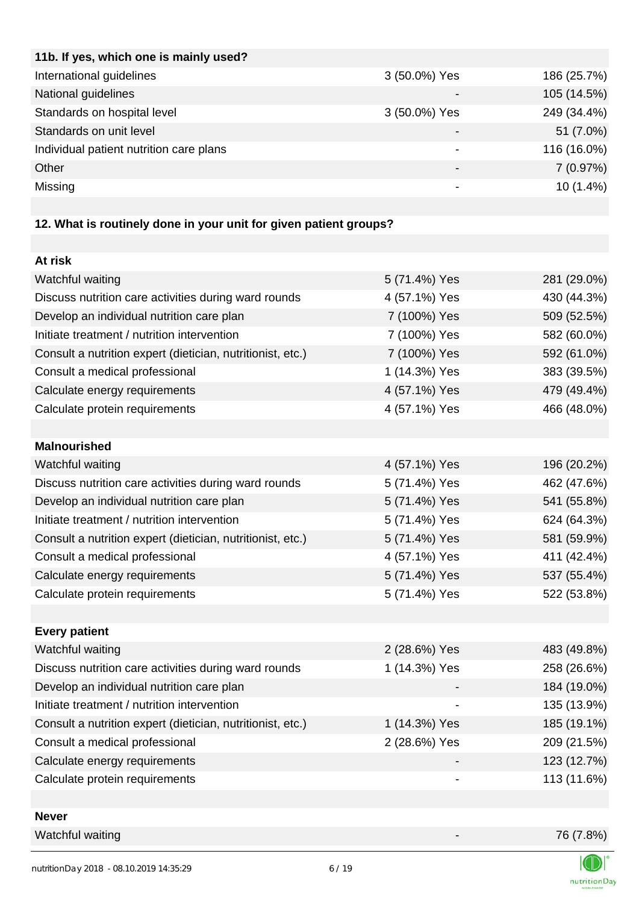| 11b. If yes, which one is mainly used? | | |
|---|---|---|
| International guidelines | 3 (50.0%) Yes | 186 (25.7%) |
| National guidelines | - | 105 (14.5%) |
| Standards on hospital level | 3 (50.0%) Yes | 249 (34.4%) |
| Standards on unit level | - | 51 (7.0%) |
| Individual patient nutrition care plans | - | 116 (16.0%) |
| Other | - | 7 (0.97%) |
| Missing | - | 10 (1.4%) |

**12. What is routinely done in your unit for given patient groups?**

| At risk | | |
|---|---|---|
| Watchful waiting | 5 (71.4%) Yes | 281 (29.0%) |
| Discuss nutrition care activities during ward rounds | 4 (57.1%) Yes | 430 (44.3%) |
| Develop an individual nutrition care plan | 7 (100%) Yes | 509 (52.5%) |
| Initiate treatment / nutrition intervention | 7 (100%) Yes | 582 (60.0%) |
| Consult a nutrition expert (dietician, nutritionist, etc.) | 7 (100%) Yes | 592 (61.0%) |
| Consult a medical professional | 1 (14.3%) Yes | 383 (39.5%) |
| Calculate energy requirements | 4 (57.1%) Yes | 479 (49.4%) |
| Calculate protein requirements | 4 (57.1%) Yes | 466 (48.0%) |

| Malnourished | | |
|---|---|---|
| Watchful waiting | 4 (57.1%) Yes | 196 (20.2%) |
| Discuss nutrition care activities during ward rounds | 5 (71.4%) Yes | 462 (47.6%) |
| Develop an individual nutrition care plan | 5 (71.4%) Yes | 541 (55.8%) |
| Initiate treatment / nutrition intervention | 5 (71.4%) Yes | 624 (64.3%) |
| Consult a nutrition expert (dietician, nutritionist, etc.) | 5 (71.4%) Yes | 581 (59.9%) |
| Consult a medical professional | 4 (57.1%) Yes | 411 (42.4%) |
| Calculate energy requirements | 5 (71.4%) Yes | 537 (55.4%) |
| Calculate protein requirements | 5 (71.4%) Yes | 522 (53.8%) |

| Every patient | | |
|---|---|---|
| Watchful waiting | 2 (28.6%) Yes | 483 (49.8%) |
| Discuss nutrition care activities during ward rounds | 1 (14.3%) Yes | 258 (26.6%) |
| Develop an individual nutrition care plan | - | 184 (19.0%) |
| Initiate treatment / nutrition intervention | - | 135 (13.9%) |
| Consult a nutrition expert (dietician, nutritionist, etc.) | 1 (14.3%) Yes | 185 (19.1%) |
| Consult a medical professional | 2 (28.6%) Yes | 209 (21.5%) |
| Calculate energy requirements | - | 123 (12.7%) |
| Calculate protein requirements | - | 113 (11.6%) |

| Never | | |
|---|---|---|
| Watchful waiting | - | 76 (7.8%) |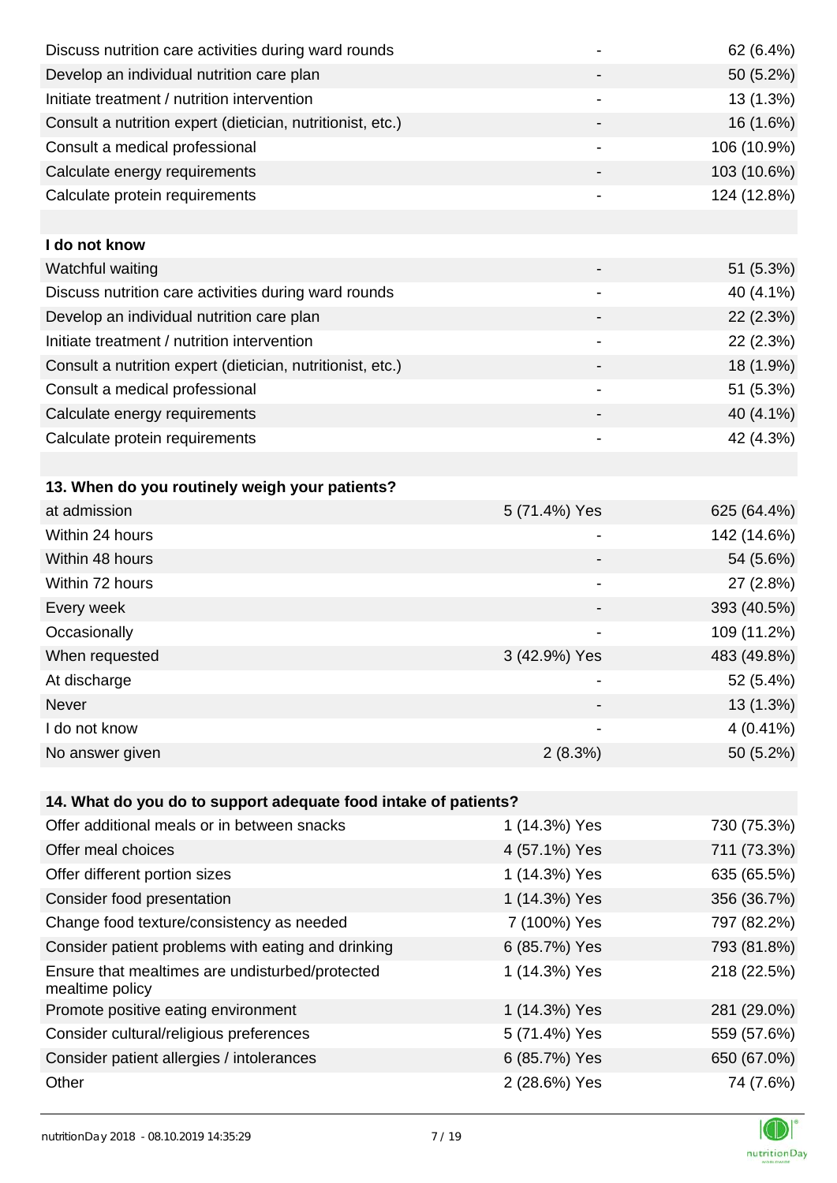| | | |
|---|---|---|
| Discuss nutrition care activities during ward rounds | - | 62 (6.4%) |
| Develop an individual nutrition care plan | - | 50 (5.2%) |
| Initiate treatment / nutrition intervention | - | 13 (1.3%) |
| Consult a nutrition expert (dietician, nutritionist, etc.) | - | 16 (1.6%) |
| Consult a medical professional | - | 106 (10.9%) |
| Calculate energy requirements | - | 103 (10.6%) |
| Calculate protein requirements | - | 124 (12.8%) |
| | | |
| **I do not know** | | |
| Watchful waiting | - | 51 (5.3%) |
| Discuss nutrition care activities during ward rounds | - | 40 (4.1%) |
| Develop an individual nutrition care plan | - | 22 (2.3%) |
| Initiate treatment / nutrition intervention | - | 22 (2.3%) |
| Consult a nutrition expert (dietician, nutritionist, etc.) | - | 18 (1.9%) |
| Consult a medical professional | - | 51 (5.3%) |
| Calculate energy requirements | - | 40 (4.1%) |
| Calculate protein requirements | - | 42 (4.3%) |

| **13. When do you routinely weigh your patients?** | | |
|---|---|---|
| at admission | 5 (71.4%) Yes | 625 (64.4%) |
| Within 24 hours | - | 142 (14.6%) |
| Within 48 hours | - | 54 (5.6%) |
| Within 72 hours | - | 27 (2.8%) |
| Every week | - | 393 (40.5%) |
| Occasionally | - | 109 (11.2%) |
| When requested | 3 (42.9%) Yes | 483 (49.8%) |
| At discharge | - | 52 (5.4%) |
| Never | - | 13 (1.3%) |
| I do not know | - | 4 (0.41%) |
| No answer given | 2 (8.3%) | 50 (5.2%) |

| **14. What do you do to support adequate food intake of patients?** | | |
|---|---|---|
| Offer additional meals or in between snacks | 1 (14.3%) Yes | 730 (75.3%) |
| Offer meal choices | 4 (57.1%) Yes | 711 (73.3%) |
| Offer different portion sizes | 1 (14.3%) Yes | 635 (65.5%) |
| Consider food presentation | 1 (14.3%) Yes | 356 (36.7%) |
| Change food texture/consistency as needed | 7 (100%) Yes | 797 (82.2%) |
| Consider patient problems with eating and drinking | 6 (85.7%) Yes | 793 (81.8%) |
| Ensure that mealtimes are undisturbed/protected mealtime policy | 1 (14.3%) Yes | 218 (22.5%) |
| Promote positive eating environment | 1 (14.3%) Yes | 281 (29.0%) |
| Consider cultural/religious preferences | 5 (71.4%) Yes | 559 (57.6%) |
| Consider patient allergies / intolerances | 6 (85.7%) Yes | 650 (67.0%) |
| Other | 2 (28.6%) Yes | 74 (7.6%) |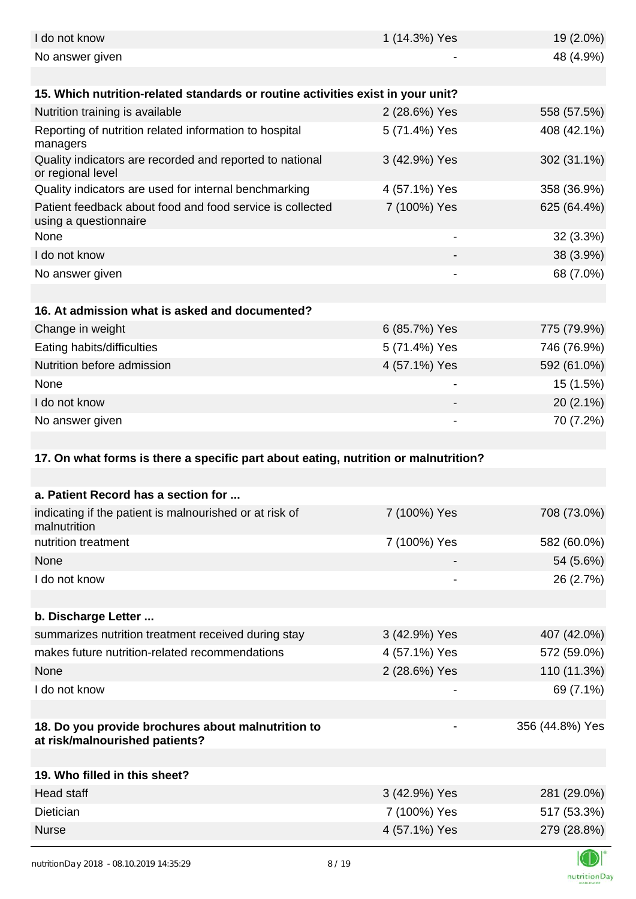| | | |
|---|---|---|
| I do not know | 1 (14.3%) Yes | 19 (2.0%) |
| No answer given | - | 48 (4.9%) |

**15. Which nutrition-related standards or routine activities exist in your unit?**

| | | |
|---|---|---|
| Nutrition training is available | 2 (28.6%) Yes | 558 (57.5%) |
| Reporting of nutrition related information to hospital managers | 5 (71.4%) Yes | 408 (42.1%) |
| Quality indicators are recorded and reported to national or regional level | 3 (42.9%) Yes | 302 (31.1%) |
| Quality indicators are used for internal benchmarking | 4 (57.1%) Yes | 358 (36.9%) |
| Patient feedback about food and food service is collected using a questionnaire | 7 (100%) Yes | 625 (64.4%) |
| None | - | 32 (3.3%) |
| I do not know | - | 38 (3.9%) |
| No answer given | - | 68 (7.0%) |

**16. At admission what is asked and documented?**

| | | |
|---|---|---|
| Change in weight | 6 (85.7%) Yes | 775 (79.9%) |
| Eating habits/difficulties | 5 (71.4%) Yes | 746 (76.9%) |
| Nutrition before admission | 4 (57.1%) Yes | 592 (61.0%) |
| None | - | 15 (1.5%) |
| I do not know | - | 20 (2.1%) |
| No answer given | - | 70 (7.2%) |

**17. On what forms is there a specific part about eating, nutrition or malnutrition?**

**a. Patient Record has a section for ...**

| | | |
|---|---|---|
| indicating if the patient is malnourished or at risk of malnutrition | 7 (100%) Yes | 708 (73.0%) |
| nutrition treatment | 7 (100%) Yes | 582 (60.0%) |
| None | - | 54 (5.6%) |
| I do not know | - | 26 (2.7%) |

**b. Discharge Letter ...**

| | | |
|---|---|---|
| summarizes nutrition treatment received during stay | 3 (42.9%) Yes | 407 (42.0%) |
| makes future nutrition-related recommendations | 4 (57.1%) Yes | 572 (59.0%) |
| None | 2 (28.6%) Yes | 110 (11.3%) |
| I do not know | - | 69 (7.1%) |

| | | |
|---|---|---|
| **18. Do you provide brochures about malnutrition to at risk/malnourished patients?** | - | 356 (44.8%) Yes |

**19. Who filled in this sheet?**

| | | |
|---|---|---|
| Head staff | 3 (42.9%) Yes | 281 (29.0%) |
| Dietician | 7 (100%) Yes | 517 (53.3%) |
| Nurse | 4 (57.1%) Yes | 279 (28.8%) |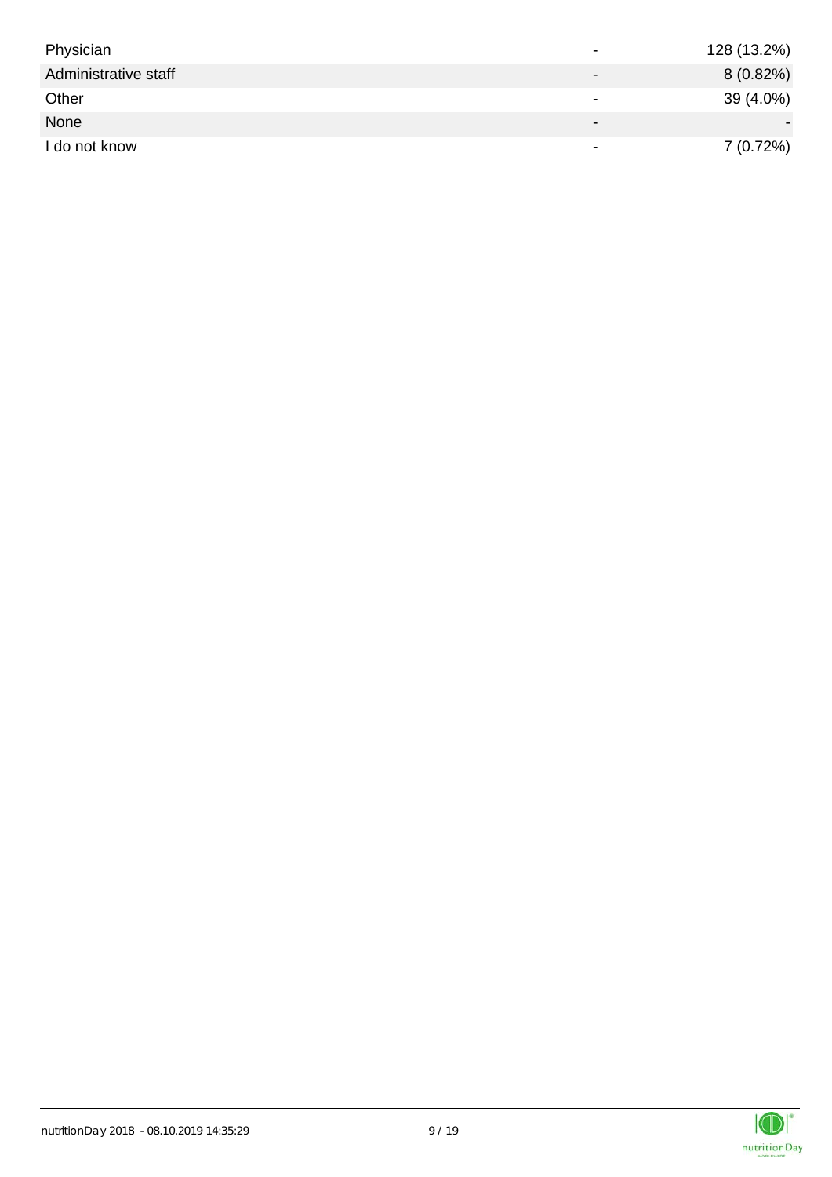| | | |
|---|---|---|
| Physician | - | 128 (13.2%) |
| Administrative staff | - | 8 (0.82%) |
| Other | - | 39 (4.0%) |
| None | - | - |
| I do not know | - | 7 (0.72%) |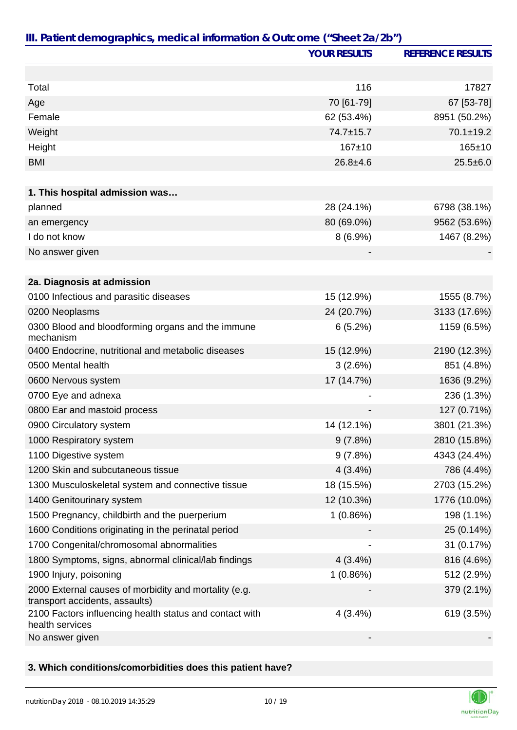## III. Patient demographics, medical information & Outcome ("Sheet 2a/2b")

| | YOUR RESULTS | REFERENCE RESULTS |
|---|---|---|
| | | |
| Total | 116 | 17827 |
| Age | 70 [61-79] | 67 [53-78] |
| Female | 62 (53.4%) | 8951 (50.2%) |
| Weight | 74.7±15.7 | 70.1±19.2 |
| Height | 167±10 | 165±10 |
| BMI | 26.8±4.6 | 25.5±6.0 |
| | | |
| **1. This hospital admission was…** | | |
| planned | 28 (24.1%) | 6798 (38.1%) |
| an emergency | 80 (69.0%) | 9562 (53.6%) |
| I do not know | 8 (6.9%) | 1467 (8.2%) |
| No answer given | - | - |
| | | |
| **2a. Diagnosis at admission** | | |
| 0100 Infectious and parasitic diseases | 15 (12.9%) | 1555 (8.7%) |
| 0200 Neoplasms | 24 (20.7%) | 3133 (17.6%) |
| 0300 Blood and bloodforming organs and the immune mechanism | 6 (5.2%) | 1159 (6.5%) |
| 0400 Endocrine, nutritional and metabolic diseases | 15 (12.9%) | 2190 (12.3%) |
| 0500 Mental health | 3 (2.6%) | 851 (4.8%) |
| 0600 Nervous system | 17 (14.7%) | 1636 (9.2%) |
| 0700 Eye and adnexa | - | 236 (1.3%) |
| 0800 Ear and mastoid process | - | 127 (0.71%) |
| 0900 Circulatory system | 14 (12.1%) | 3801 (21.3%) |
| 1000 Respiratory system | 9 (7.8%) | 2810 (15.8%) |
| 1100 Digestive system | 9 (7.8%) | 4343 (24.4%) |
| 1200 Skin and subcutaneous tissue | 4 (3.4%) | 786 (4.4%) |
| 1300 Musculoskeletal system and connective tissue | 18 (15.5%) | 2703 (15.2%) |
| 1400 Genitourinary system | 12 (10.3%) | 1776 (10.0%) |
| 1500 Pregnancy, childbirth and the puerperium | 1 (0.86%) | 198 (1.1%) |
| 1600 Conditions originating in the perinatal period | - | 25 (0.14%) |
| 1700 Congenital/chromosomal abnormalities | - | 31 (0.17%) |
| 1800 Symptoms, signs, abnormal clinical/lab findings | 4 (3.4%) | 816 (4.6%) |
| 1900 Injury, poisoning | 1 (0.86%) | 512 (2.9%) |
| 2000 External causes of morbidity and mortality (e.g. transport accidents, assaults) | - | 379 (2.1%) |
| 2100 Factors influencing health status and contact with health services | 4 (3.4%) | 619 (3.5%) |
| No answer given | - | - |

**3. Which conditions/comorbidities does this patient have?**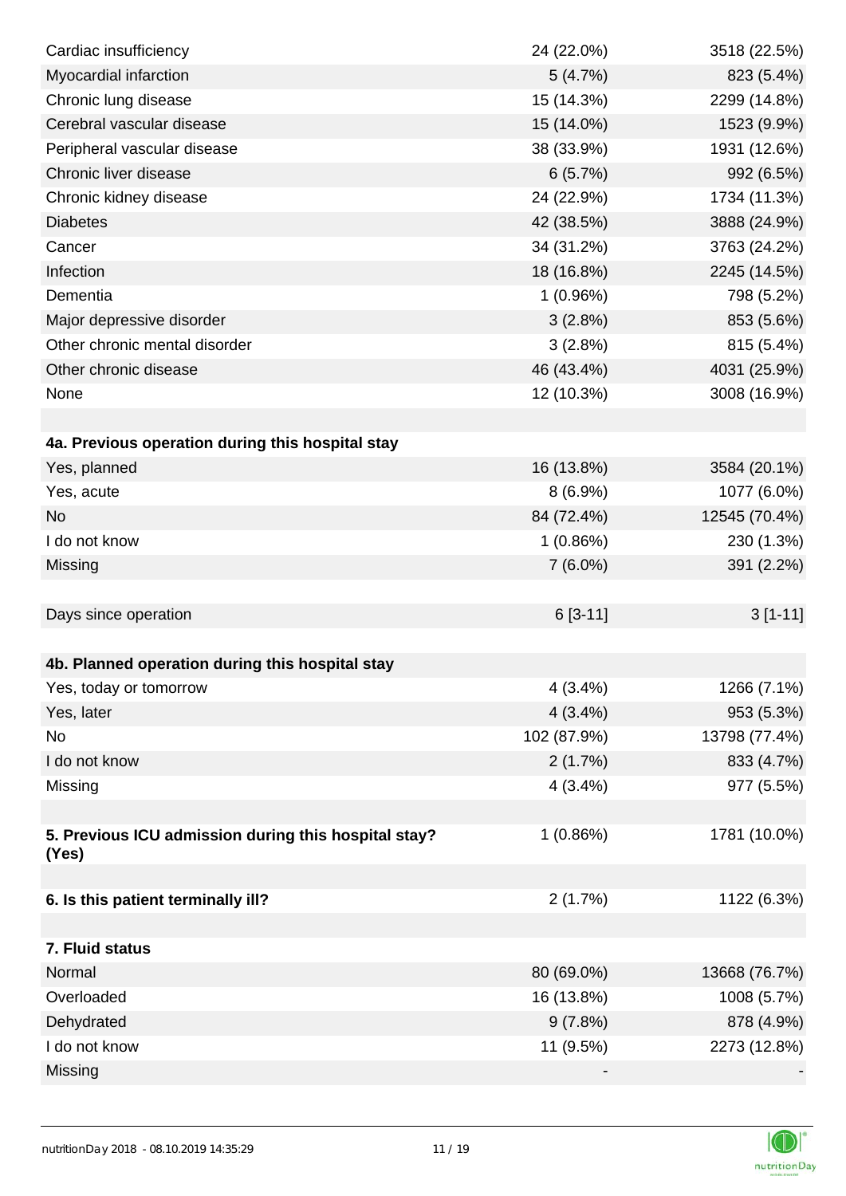| | | |
|---|---|---|
| Cardiac insufficiency | 24 (22.0%) | 3518 (22.5%) |
| Myocardial infarction | 5 (4.7%) | 823 (5.4%) |
| Chronic lung disease | 15 (14.3%) | 2299 (14.8%) |
| Cerebral vascular disease | 15 (14.0%) | 1523 (9.9%) |
| Peripheral vascular disease | 38 (33.9%) | 1931 (12.6%) |
| Chronic liver disease | 6 (5.7%) | 992 (6.5%) |
| Chronic kidney disease | 24 (22.9%) | 1734 (11.3%) |
| Diabetes | 42 (38.5%) | 3888 (24.9%) |
| Cancer | 34 (31.2%) | 3763 (24.2%) |
| Infection | 18 (16.8%) | 2245 (14.5%) |
| Dementia | 1 (0.96%) | 798 (5.2%) |
| Major depressive disorder | 3 (2.8%) | 853 (5.6%) |
| Other chronic mental disorder | 3 (2.8%) | 815 (5.4%) |
| Other chronic disease | 46 (43.4%) | 4031 (25.9%) |
| None | 12 (10.3%) | 3008 (16.9%) |
| | | |
| **4a. Previous operation during this hospital stay** | | |
| Yes, planned | 16 (13.8%) | 3584 (20.1%) |
| Yes, acute | 8 (6.9%) | 1077 (6.0%) |
| No | 84 (72.4%) | 12545 (70.4%) |
| I do not know | 1 (0.86%) | 230 (1.3%) |
| Missing | 7 (6.0%) | 391 (2.2%) |
| | | |
| Days since operation | 6 [3-11] | 3 [1-11] |
| | | |
| **4b. Planned operation during this hospital stay** | | |
| Yes, today or tomorrow | 4 (3.4%) | 1266 (7.1%) |
| Yes, later | 4 (3.4%) | 953 (5.3%) |
| No | 102 (87.9%) | 13798 (77.4%) |
| I do not know | 2 (1.7%) | 833 (4.7%) |
| Missing | 4 (3.4%) | 977 (5.5%) |
| | | |
| **5. Previous ICU admission during this hospital stay? (Yes)** | 1 (0.86%) | 1781 (10.0%) |
| | | |
| **6. Is this patient terminally ill?** | 2 (1.7%) | 1122 (6.3%) |
| | | |
| **7. Fluid status** | | |
| Normal | 80 (69.0%) | 13668 (76.7%) |
| Overloaded | 16 (13.8%) | 1008 (5.7%) |
| Dehydrated | 9 (7.8%) | 878 (4.9%) |
| I do not know | 11 (9.5%) | 2273 (12.8%) |
| Missing | - | - |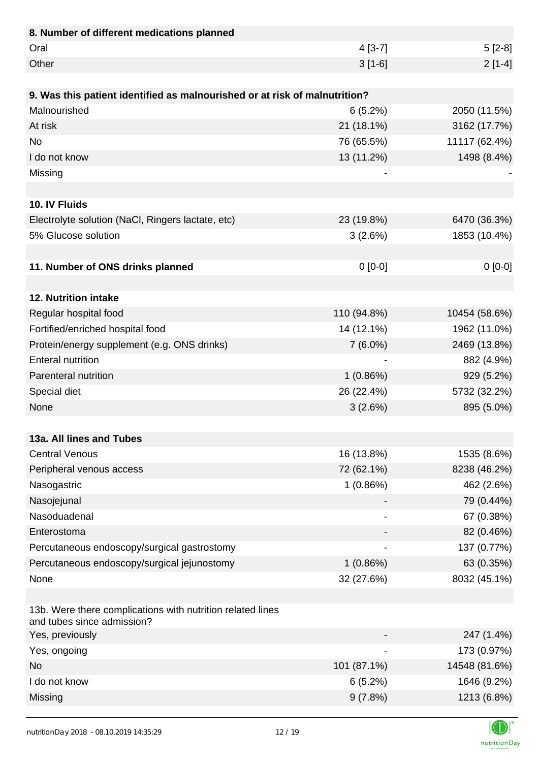| **8. Number of different medications planned** | | |
|---|---|---|
| Oral | 4 [3-7] | 5 [2-8] |
| Other | 3 [1-6] | 2 [1-4] |
| | | |
| **9. Was this patient identified as malnourished or at risk of malnutrition?** | | |
| Malnourished | 6 (5.2%) | 2050 (11.5%) |
| At risk | 21 (18.1%) | 3162 (17.7%) |
| No | 76 (65.5%) | 11117 (62.4%) |
| I do not know | 13 (11.2%) | 1498 (8.4%) |
| Missing | - | - |
| | | |
| **10. IV Fluids** | | |
| Electrolyte solution (NaCl, Ringers lactate, etc) | 23 (19.8%) | 6470 (36.3%) |
| 5% Glucose solution | 3 (2.6%) | 1853 (10.4%) |
| | | |
| **11. Number of ONS drinks planned** | 0 [0-0] | 0 [0-0] |
| | | |
| **12. Nutrition intake** | | |
| Regular hospital food | 110 (94.8%) | 10454 (58.6%) |
| Fortified/enriched hospital food | 14 (12.1%) | 1962 (11.0%) |
| Protein/energy supplement (e.g. ONS drinks) | 7 (6.0%) | 2469 (13.8%) |
| Enteral nutrition | - | 882 (4.9%) |
| Parenteral nutrition | 1 (0.86%) | 929 (5.2%) |
| Special diet | 26 (22.4%) | 5732 (32.2%) |
| None | 3 (2.6%) | 895 (5.0%) |
| | | |
| **13a. All lines and Tubes** | | |
| Central Venous | 16 (13.8%) | 1535 (8.6%) |
| Peripheral venous access | 72 (62.1%) | 8238 (46.2%) |
| Nasogastric | 1 (0.86%) | 462 (2.6%) |
| Nasojejunal | - | 79 (0.44%) |
| Nasoduadenal | - | 67 (0.38%) |
| Enterostoma | - | 82 (0.46%) |
| Percutaneous endoscopy/surgical gastrostomy | - | 137 (0.77%) |
| Percutaneous endoscopy/surgical jejunostomy | 1 (0.86%) | 63 (0.35%) |
| None | 32 (27.6%) | 8032 (45.1%) |
| | | |
| 13b. Were there complications with nutrition related lines and tubes since admission? | | |
| Yes, previously | - | 247 (1.4%) |
| Yes, ongoing | - | 173 (0.97%) |
| No | 101 (87.1%) | 14548 (81.6%) |
| I do not know | 6 (5.2%) | 1646 (9.2%) |
| Missing | 9 (7.8%) | 1213 (6.8%) |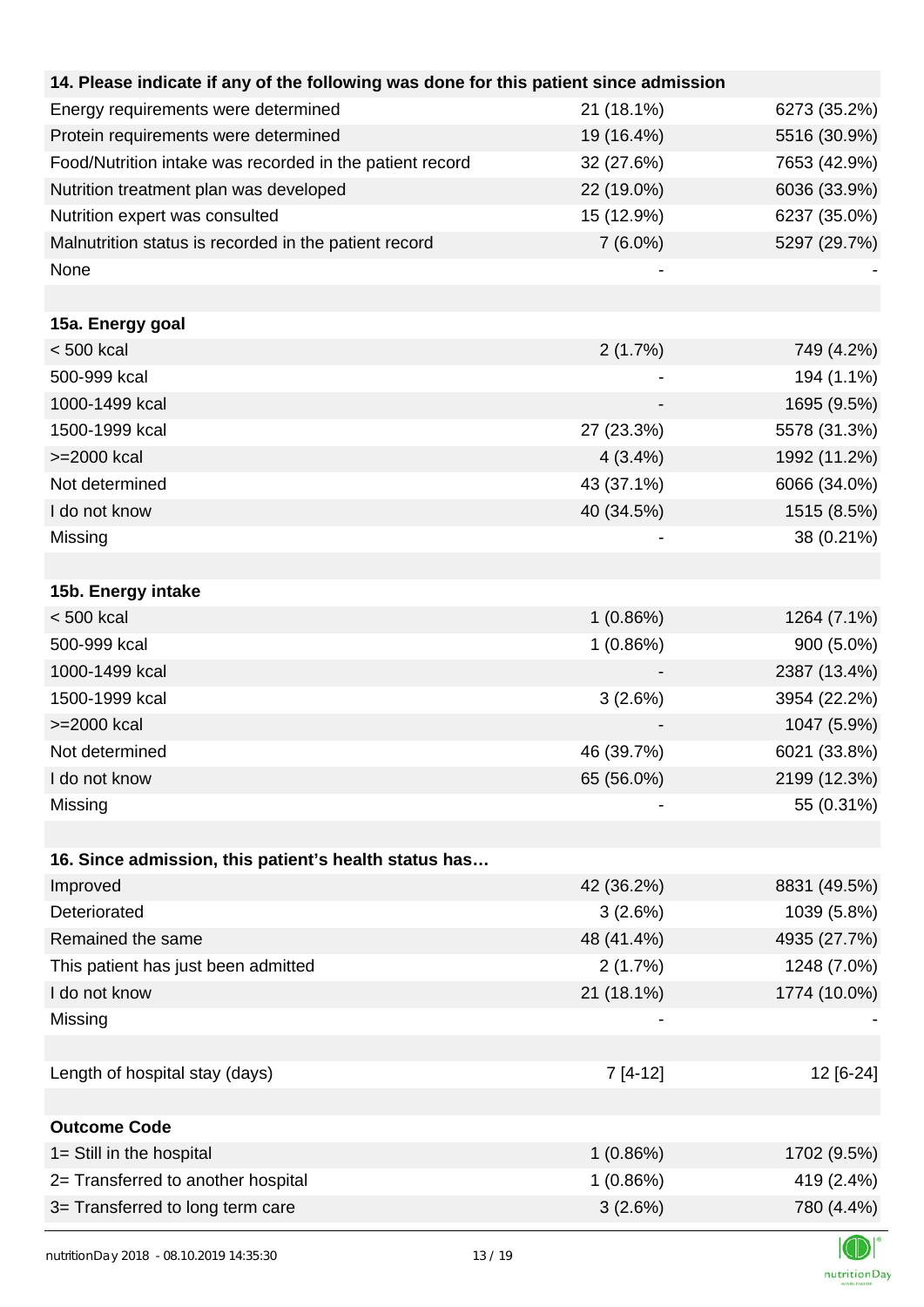| 14. Please indicate if any of the following was done for this patient since admission | | |
|---|---|---|
| Energy requirements were determined | 21 (18.1%) | 6273 (35.2%) |
| Protein requirements were determined | 19 (16.4%) | 5516 (30.9%) |
| Food/Nutrition intake was recorded in the patient record | 32 (27.6%) | 7653 (42.9%) |
| Nutrition treatment plan was developed | 22 (19.0%) | 6036 (33.9%) |
| Nutrition expert was consulted | 15 (12.9%) | 6237 (35.0%) |
| Malnutrition status is recorded in the patient record | 7 (6.0%) | 5297 (29.7%) |
| None | - | - |
| | | |
| **15a. Energy goal** | | |
| < 500 kcal | 2 (1.7%) | 749 (4.2%) |
| 500-999 kcal | - | 194 (1.1%) |
| 1000-1499 kcal | - | 1695 (9.5%) |
| 1500-1999 kcal | 27 (23.3%) | 5578 (31.3%) |
| >=2000 kcal | 4 (3.4%) | 1992 (11.2%) |
| Not determined | 43 (37.1%) | 6066 (34.0%) |
| I do not know | 40 (34.5%) | 1515 (8.5%) |
| Missing | - | 38 (0.21%) |
| | | |
| **15b. Energy intake** | | |
| < 500 kcal | 1 (0.86%) | 1264 (7.1%) |
| 500-999 kcal | 1 (0.86%) | 900 (5.0%) |
| 1000-1499 kcal | - | 2387 (13.4%) |
| 1500-1999 kcal | 3 (2.6%) | 3954 (22.2%) |
| >=2000 kcal | - | 1047 (5.9%) |
| Not determined | 46 (39.7%) | 6021 (33.8%) |
| I do not know | 65 (56.0%) | 2199 (12.3%) |
| Missing | - | 55 (0.31%) |
| | | |
| **16. Since admission, this patient's health status has…** | | |
| Improved | 42 (36.2%) | 8831 (49.5%) |
| Deteriorated | 3 (2.6%) | 1039 (5.8%) |
| Remained the same | 48 (41.4%) | 4935 (27.7%) |
| This patient has just been admitted | 2 (1.7%) | 1248 (7.0%) |
| I do not know | 21 (18.1%) | 1774 (10.0%) |
| Missing | - | - |
| | | |
| Length of hospital stay (days) | 7 [4-12] | 12 [6-24] |
| | | |
| **Outcome Code** | | |
| 1= Still in the hospital | 1 (0.86%) | 1702 (9.5%) |
| 2= Transferred to another hospital | 1 (0.86%) | 419 (2.4%) |
| 3= Transferred to long term care | 3 (2.6%) | 780 (4.4%) |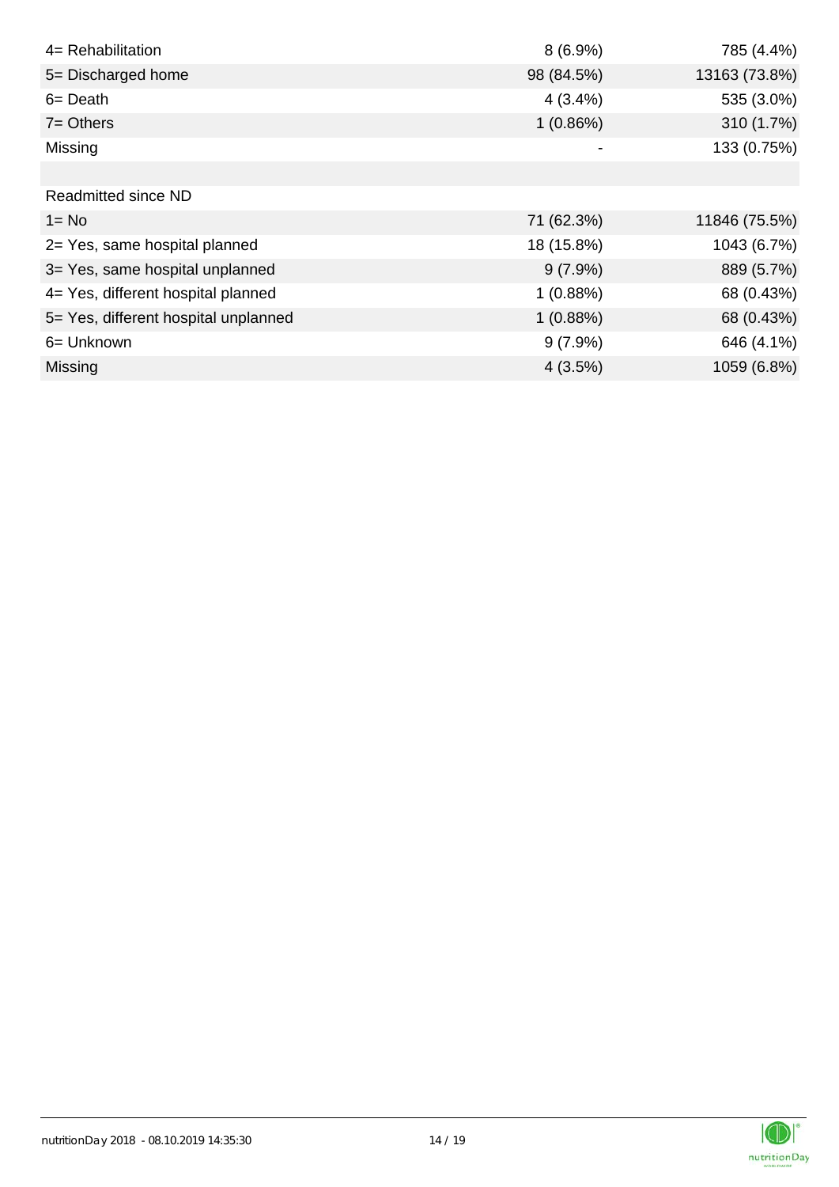| | | |
|---|---|---|
| 4= Rehabilitation | 8 (6.9%) | 785 (4.4%) |
| 5= Discharged home | 98 (84.5%) | 13163 (73.8%) |
| 6= Death | 4 (3.4%) | 535 (3.0%) |
| 7= Others | 1 (0.86%) | 310 (1.7%) |
| Missing | - | 133 (0.75%) |
| | | |
| Readmitted since ND | | |
| 1= No | 71 (62.3%) | 11846 (75.5%) |
| 2= Yes, same hospital planned | 18 (15.8%) | 1043 (6.7%) |
| 3= Yes, same hospital unplanned | 9 (7.9%) | 889 (5.7%) |
| 4= Yes, different hospital planned | 1 (0.88%) | 68 (0.43%) |
| 5= Yes, different hospital unplanned | 1 (0.88%) | 68 (0.43%) |
| 6= Unknown | 9 (7.9%) | 646 (4.1%) |
| Missing | 4 (3.5%) | 1059 (6.8%) |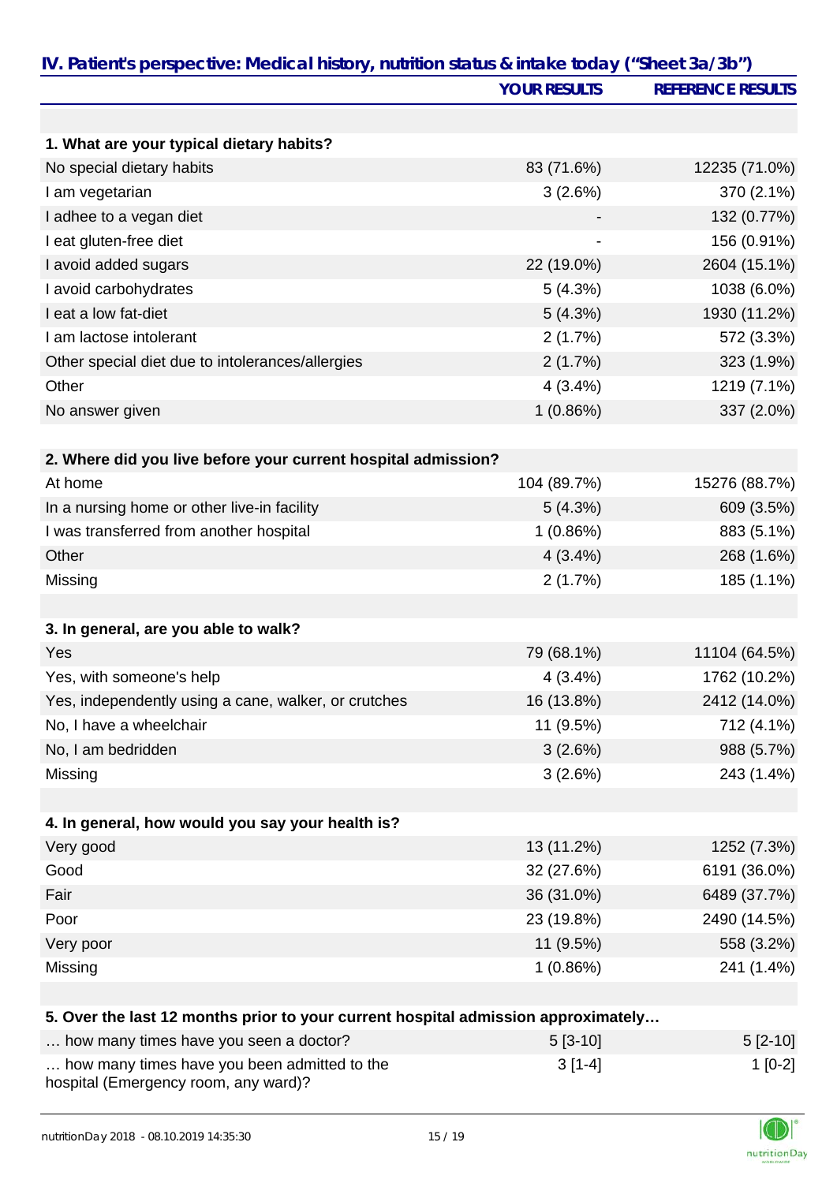## IV. Patient's perspective: Medical history, nutrition status & intake today ("Sheet 3a/3b")

| | YOUR RESULTS | REFERENCE RESULTS |
|---|---|---|
| **1. What are your typical dietary habits?** | | |
| No special dietary habits | 83 (71.6%) | 12235 (71.0%) |
| I am vegetarian | 3 (2.6%) | 370 (2.1%) |
| I adhee to a vegan diet | - | 132 (0.77%) |
| I eat gluten-free diet | - | 156 (0.91%) |
| I avoid added sugars | 22 (19.0%) | 2604 (15.1%) |
| I avoid carbohydrates | 5 (4.3%) | 1038 (6.0%) |
| I eat a low fat-diet | 5 (4.3%) | 1930 (11.2%) |
| I am lactose intolerant | 2 (1.7%) | 572 (3.3%) |
| Other special diet due to intolerances/allergies | 2 (1.7%) | 323 (1.9%) |
| Other | 4 (3.4%) | 1219 (7.1%) |
| No answer given | 1 (0.86%) | 337 (2.0%) |
| **2. Where did you live before your current hospital admission?** | | |
| At home | 104 (89.7%) | 15276 (88.7%) |
| In a nursing home or other live-in facility | 5 (4.3%) | 609 (3.5%) |
| I was transferred from another hospital | 1 (0.86%) | 883 (5.1%) |
| Other | 4 (3.4%) | 268 (1.6%) |
| Missing | 2 (1.7%) | 185 (1.1%) |
| **3. In general, are you able to walk?** | | |
| Yes | 79 (68.1%) | 11104 (64.5%) |
| Yes, with someone's help | 4 (3.4%) | 1762 (10.2%) |
| Yes, independently using a cane, walker, or crutches | 16 (13.8%) | 2412 (14.0%) |
| No, I have a wheelchair | 11 (9.5%) | 712 (4.1%) |
| No, I am bedridden | 3 (2.6%) | 988 (5.7%) |
| Missing | 3 (2.6%) | 243 (1.4%) |
| **4. In general, how would you say your health is?** | | |
| Very good | 13 (11.2%) | 1252 (7.3%) |
| Good | 32 (27.6%) | 6191 (36.0%) |
| Fair | 36 (31.0%) | 6489 (37.7%) |
| Poor | 23 (19.8%) | 2490 (14.5%) |
| Very poor | 11 (9.5%) | 558 (3.2%) |
| Missing | 1 (0.86%) | 241 (1.4%) |
| **5. Over the last 12 months prior to your current hospital admission approximately…** | | |
| … how many times have you seen a doctor? | 5 [3-10] | 5 [2-10] |
| … how many times have you been admitted to the hospital (Emergency room, any ward)? | 3 [1-4] | 1 [0-2] |

nutritionDay 2018 - 08.10.2019 14:35:30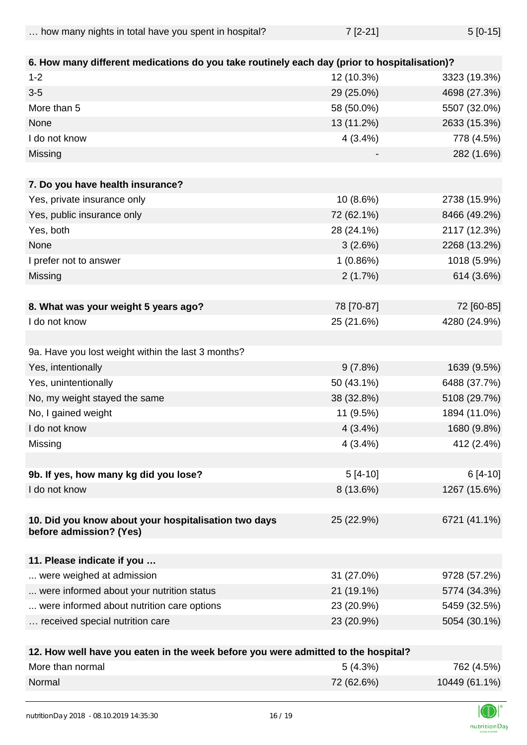| … how many nights in total have you spent in hospital? | 7 [2-21] | 5 [0-15] |
|---|---|---|
| | | |
| **6. How many different medications do you take routinely each day (prior to hospitalisation)?** | | |
| 1-2 | 12 (10.3%) | 3323 (19.3%) |
| 3-5 | 29 (25.0%) | 4698 (27.3%) |
| More than 5 | 58 (50.0%) | 5507 (32.0%) |
| None | 13 (11.2%) | 2633 (15.3%) |
| I do not know | 4 (3.4%) | 778 (4.5%) |
| Missing | - | 282 (1.6%) |
| | | |
| **7. Do you have health insurance?** | | |
| Yes, private insurance only | 10 (8.6%) | 2738 (15.9%) |
| Yes, public insurance only | 72 (62.1%) | 8466 (49.2%) |
| Yes, both | 28 (24.1%) | 2117 (12.3%) |
| None | 3 (2.6%) | 2268 (13.2%) |
| I prefer not to answer | 1 (0.86%) | 1018 (5.9%) |
| Missing | 2 (1.7%) | 614 (3.6%) |
| | | |
| **8. What was your weight 5 years ago?** | 78 [70-87] | 72 [60-85] |
| I do not know | 25 (21.6%) | 4280 (24.9%) |
| | | |
| 9a. Have you lost weight within the last 3 months? | | |
| Yes, intentionally | 9 (7.8%) | 1639 (9.5%) |
| Yes, unintentionally | 50 (43.1%) | 6488 (37.7%) |
| No, my weight stayed the same | 38 (32.8%) | 5108 (29.7%) |
| No, I gained weight | 11 (9.5%) | 1894 (11.0%) |
| I do not know | 4 (3.4%) | 1680 (9.8%) |
| Missing | 4 (3.4%) | 412 (2.4%) |
| | | |
| **9b. If yes, how many kg did you lose?** | 5 [4-10] | 6 [4-10] |
| I do not know | 8 (13.6%) | 1267 (15.6%) |
| | | |
| **10. Did you know about your hospitalisation two days before admission? (Yes)** | 25 (22.9%) | 6721 (41.1%) |
| | | |
| **11. Please indicate if you …** | | |
| ... were weighed at admission | 31 (27.0%) | 9728 (57.2%) |
| ... were informed about your nutrition status | 21 (19.1%) | 5774 (34.3%) |
| ... were informed about nutrition care options | 23 (20.9%) | 5459 (32.5%) |
| … received special nutrition care | 23 (20.9%) | 5054 (30.1%) |
| | | |
| **12. How well have you eaten in the week before you were admitted to the hospital?** | | |
| More than normal | 5 (4.3%) | 762 (4.5%) |
| Normal | 72 (62.6%) | 10449 (61.1%) |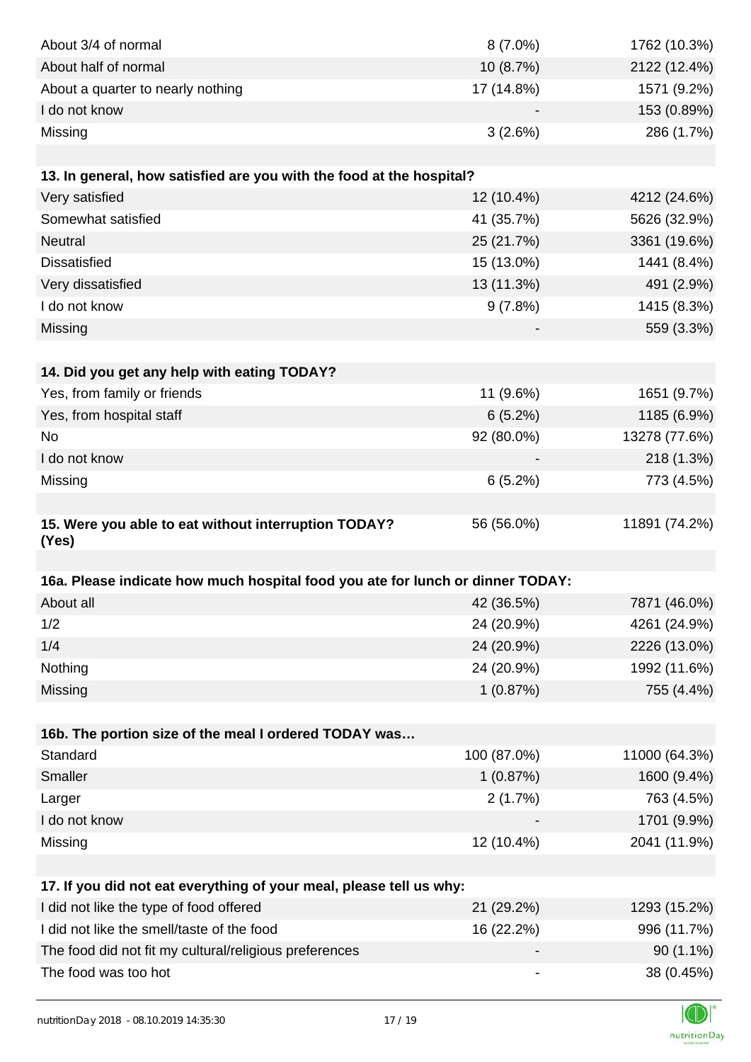| | | |
|---|---|---|
| About 3/4 of normal | 8 (7.0%) | 1762 (10.3%) |
| About half of normal | 10 (8.7%) | 2122 (12.4%) |
| About a quarter to nearly nothing | 17 (14.8%) | 1571 (9.2%) |
| I do not know | - | 153 (0.89%) |
| Missing | 3 (2.6%) | 286 (1.7%) |

| **13. In general, how satisfied are you with the food at the hospital?** | | |
|---|---|---|
| Very satisfied | 12 (10.4%) | 4212 (24.6%) |
| Somewhat satisfied | 41 (35.7%) | 5626 (32.9%) |
| Neutral | 25 (21.7%) | 3361 (19.6%) |
| Dissatisfied | 15 (13.0%) | 1441 (8.4%) |
| Very dissatisfied | 13 (11.3%) | 491 (2.9%) |
| I do not know | 9 (7.8%) | 1415 (8.3%) |
| Missing | - | 559 (3.3%) |

| **14. Did you get any help with eating TODAY?** | | |
|---|---|---|
| Yes, from family or friends | 11 (9.6%) | 1651 (9.7%) |
| Yes, from hospital staff | 6 (5.2%) | 1185 (6.9%) |
| No | 92 (80.0%) | 13278 (77.6%) |
| I do not know | - | 218 (1.3%) |
| Missing | 6 (5.2%) | 773 (4.5%) |

| | | |
|---|---|---|
| **15. Were you able to eat without interruption TODAY? (Yes)** | 56 (56.0%) | 11891 (74.2%) |

| **16a. Please indicate how much hospital food you ate for lunch or dinner TODAY:** | | |
|---|---|---|
| About all | 42 (36.5%) | 7871 (46.0%) |
| 1/2 | 24 (20.9%) | 4261 (24.9%) |
| 1/4 | 24 (20.9%) | 2226 (13.0%) |
| Nothing | 24 (20.9%) | 1992 (11.6%) |
| Missing | 1 (0.87%) | 755 (4.4%) |

| **16b. The portion size of the meal I ordered TODAY was…** | | |
|---|---|---|
| Standard | 100 (87.0%) | 11000 (64.3%) |
| Smaller | 1 (0.87%) | 1600 (9.4%) |
| Larger | 2 (1.7%) | 763 (4.5%) |
| I do not know | - | 1701 (9.9%) |
| Missing | 12 (10.4%) | 2041 (11.9%) |

| **17. If you did not eat everything of your meal, please tell us why:** | | |
|---|---|---|
| I did not like the type of food offered | 21 (29.2%) | 1293 (15.2%) |
| I did not like the smell/taste of the food | 16 (22.2%) | 996 (11.7%) |
| The food did not fit my cultural/religious preferences | - | 90 (1.1%) |
| The food was too hot | - | 38 (0.45%) |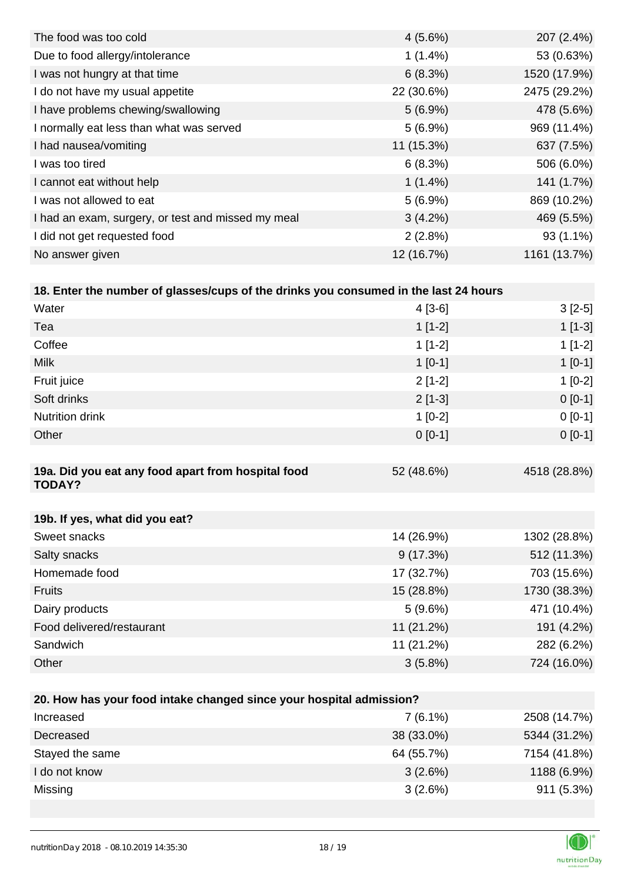| | | |
|---|---|---|
| The food was too cold | 4 (5.6%) | 207 (2.4%) |
| Due to food allergy/intolerance | 1 (1.4%) | 53 (0.63%) |
| I was not hungry at that time | 6 (8.3%) | 1520 (17.9%) |
| I do not have my usual appetite | 22 (30.6%) | 2475 (29.2%) |
| I have problems chewing/swallowing | 5 (6.9%) | 478 (5.6%) |
| I normally eat less than what was served | 5 (6.9%) | 969 (11.4%) |
| I had nausea/vomiting | 11 (15.3%) | 637 (7.5%) |
| I was too tired | 6 (8.3%) | 506 (6.0%) |
| I cannot eat without help | 1 (1.4%) | 141 (1.7%) |
| I was not allowed to eat | 5 (6.9%) | 869 (10.2%) |
| I had an exam, surgery, or test and missed my meal | 3 (4.2%) | 469 (5.5%) |
| I did not get requested food | 2 (2.8%) | 93 (1.1%) |
| No answer given | 12 (16.7%) | 1161 (13.7%) |

| 18. Enter the number of glasses/cups of the drinks you consumed in the last 24 hours | | |
|---|---|---|
| Water | 4 [3-6] | 3 [2-5] |
| Tea | 1 [1-2] | 1 [1-3] |
| Coffee | 1 [1-2] | 1 [1-2] |
| Milk | 1 [0-1] | 1 [0-1] |
| Fruit juice | 2 [1-2] | 1 [0-2] |
| Soft drinks | 2 [1-3] | 0 [0-1] |
| Nutrition drink | 1 [0-2] | 0 [0-1] |
| Other | 0 [0-1] | 0 [0-1] |

| 19a. Did you eat any food apart from hospital food TODAY? | 52 (48.6%) | 4518 (28.8%) |
|---|---|---|

| 19b. If yes, what did you eat? | | |
|---|---|---|
| Sweet snacks | 14 (26.9%) | 1302 (28.8%) |
| Salty snacks | 9 (17.3%) | 512 (11.3%) |
| Homemade food | 17 (32.7%) | 703 (15.6%) |
| Fruits | 15 (28.8%) | 1730 (38.3%) |
| Dairy products | 5 (9.6%) | 471 (10.4%) |
| Food delivered/restaurant | 11 (21.2%) | 191 (4.2%) |
| Sandwich | 11 (21.2%) | 282 (6.2%) |
| Other | 3 (5.8%) | 724 (16.0%) |

| 20. How has your food intake changed since your hospital admission? | | |
|---|---|---|
| Increased | 7 (6.1%) | 2508 (14.7%) |
| Decreased | 38 (33.0%) | 5344 (31.2%) |
| Stayed the same | 64 (55.7%) | 7154 (41.8%) |
| I do not know | 3 (2.6%) | 1188 (6.9%) |
| Missing | 3 (2.6%) | 911 (5.3%) |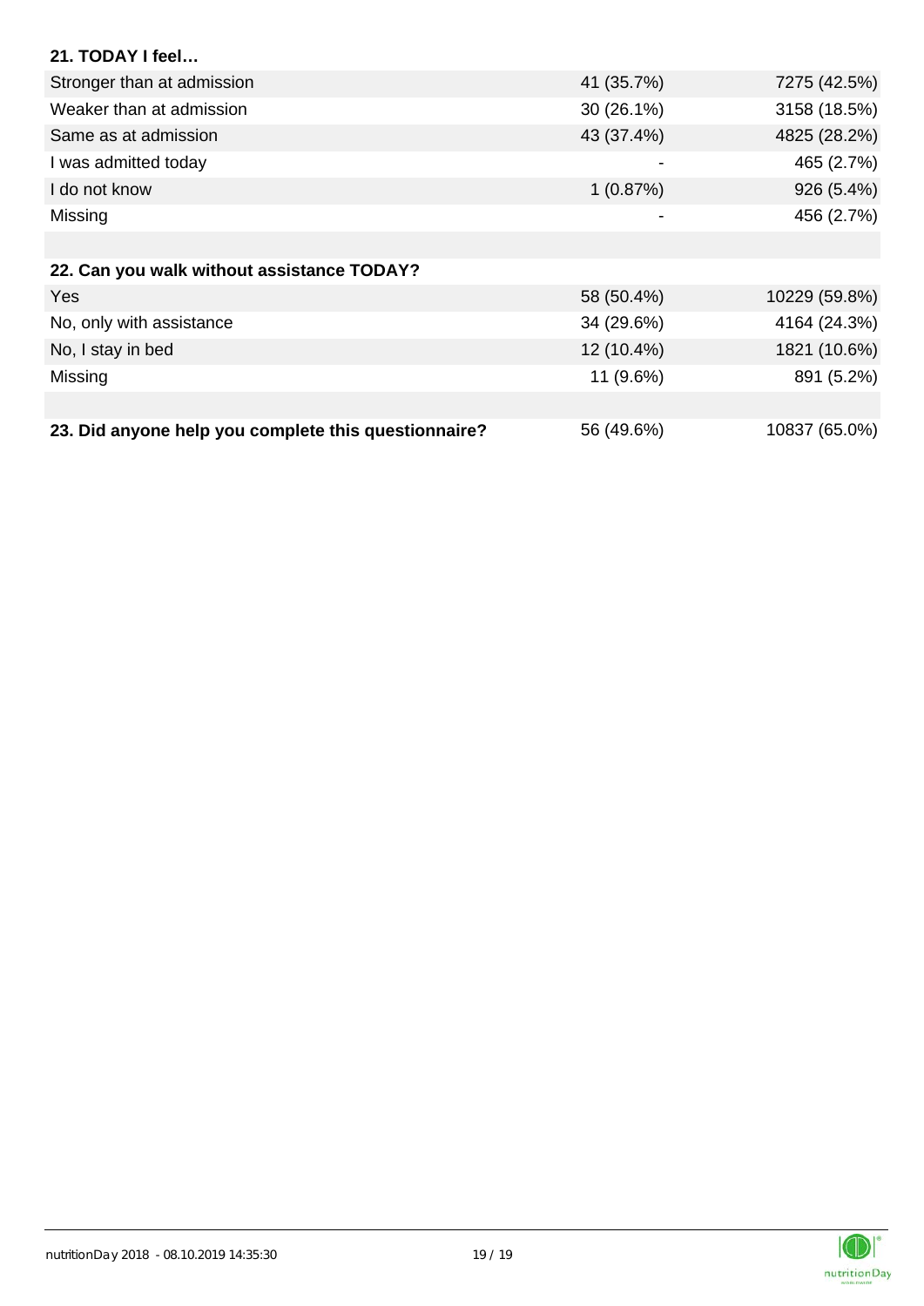| 21. TODAY I feel… | | |
|---|---|---|
| Stronger than at admission | 41 (35.7%) | 7275 (42.5%) |
| Weaker than at admission | 30 (26.1%) | 3158 (18.5%) |
| Same as at admission | 43 (37.4%) | 4825 (28.2%) |
| I was admitted today | - | 465 (2.7%) |
| I do not know | 1 (0.87%) | 926 (5.4%) |
| Missing | - | 456 (2.7%) |

| 22. Can you walk without assistance TODAY? | | |
|---|---|---|
| Yes | 58 (50.4%) | 10229 (59.8%) |
| No, only with assistance | 34 (29.6%) | 4164 (24.3%) |
| No, I stay in bed | 12 (10.4%) | 1821 (10.6%) |
| Missing | 11 (9.6%) | 891 (5.2%) |

| 23. Did anyone help you complete this questionnaire? | 56 (49.6%) | 10837 (65.0%) |
|---|---|---|